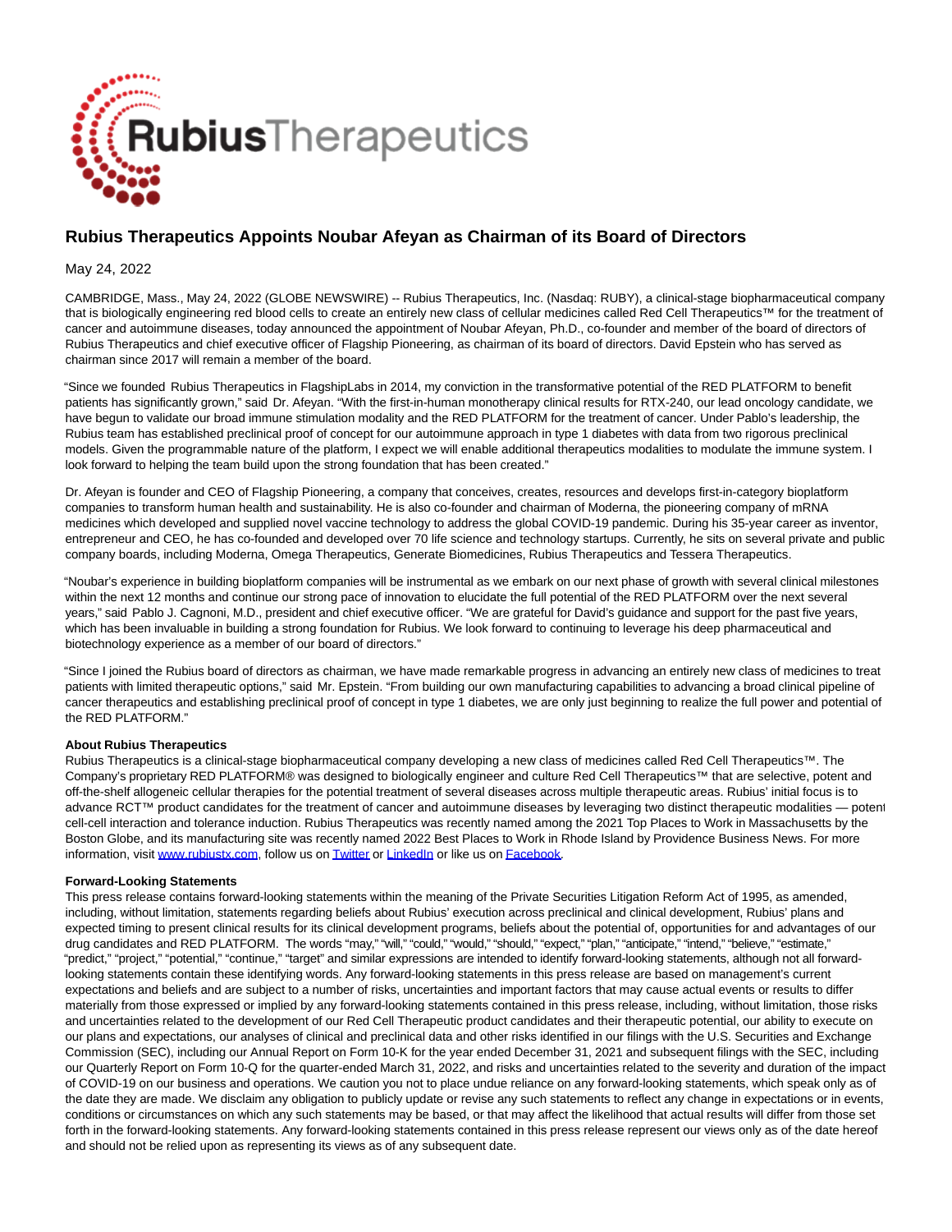# Rubius Therapeutics Appoints Noubar Afeyan as Chairman of its Board of Directors

May 24, 2022

CAMBRIDGE, Mass., May 24, 2022 (GLOBE NEWSWIRE) -- Rubius Therapeutics, Inc. (Nasdaq: RUBY), a clinical-stage biopharmaceutical company that is biologically engineering red blood cells to create an entirely new class of cellular medicines called Red Cell Therapeutics™ for the treatment of cancer and autoimmune diseases, today announced the appointment of Noubar Afeyan, Ph.D., co-founder and member of the board of directors of Rubius Therapeutics and chief executive officer of Flagship Pioneering, as chairman of its board of directors. David Epstein who has served as chairman since 2017 will remain a member of the board.

"Since we founded Rubius Therapeutics in FlagshipLabs in 2014, my conviction in the transformative potential of the RED PLATFORM to benefit patients has significantly grown," said Dr. Afeyan. "With the first-in-human monotherapy clinical results for RTX-240, our lead oncology candidate, we have begun to validate our broad immune stimulation modality and the RED PLATFORM for the treatment of cancer. Under Pablo's leadership, the Rubius team has established preclinical proof of concept for our autoimmune approach in type 1 diabetes with data from two rigorous preclinical models. Given the programmable nature of the platform, I expect we will enable additional therapeutics modalities to modulate the immune system. I look forward to helping the team build upon the strong foundation that has been created."

Dr. Afeyan is founder and CEO of Flagship Pioneering, a company that conceives, creates, resources and develops first-in-category bioplatform companies to transform human health and sustainability. He is also co-founder and chairman of Moderna, the pioneering company of mRNA medicines which developed and supplied novel vaccine technology to address the global COVID-19 pandemic. During his 35-year career as inventor, entrepreneur and CEO, he has co-founded and developed over 70 life science and technology startups. Currently, he sits on several private and public company boards, including Moderna, Omega Therapeutics, Generate Biomedicines, Rubius Therapeutics and Tessera Therapeutics.

"Noubar's experience in building bioplatform companies will be instrumental as we embark on our next phase of growth with several clinical milestones within the next 12 months and continue our strong pace of innovation to elucidate the full potential of the RED PLATFORM over the next several years," said Pablo J. Cagnoni, M.D., president and chief executive officer. "We are grateful for David's guidance and support for the past five years, which has been invaluable in building a strong foundation for Rubius. We look forward to continuing to leverage his deep pharmaceutical and biotechnology experience as a member of our board of directors."

"Since I joined the Rubius board of directors as chairman, we have made remarkable progress in advancing an entirely new class of medicines to treat patients with limited therapeutic options," said Mr. Epstein. "From building our own manufacturing capabilities to advancing a broad clinical pipeline of cancer therapeutics and establishing preclinical proof of concept in type 1 diabetes, we are only just beginning to realize the full power and potential of the RED PLATFORM."

**About Rubius Therapeutics**

Rubius Therapeutics is a clinical-stage biopharmaceutical company developing a new class of medicines called Red Cell Therapeutics™. The Company's proprietary RED PLATFORM® was designed to biologically engineer and culture Red Cell Therapeutics™ that are selective, potent and off-the-shelf allogeneic cellular therapies for the potential treatment of several diseases across multiple therapeutic areas. Rubius' initial focus is to advance RCT™ product candidates for the treatment of cancer and autoimmune diseases by leveraging two distinct therapeutic modalities — potent cell-cell interaction and tolerance induction. Rubius Therapeutics was recently named among the 2021 Top Places to Work in Massachusetts by the Boston Globe, and its manufacturing site was recently named 2022 Best Places to Work in Rhode Island by Providence Business News. For more information, visit www.rubiustx.com, follow us on Twitter or LinkedIn or like us on Facebook.

**Forward-Looking Statements**

This press release contains forward-looking statements within the meaning of the Private Securities Litigation Reform Act of 1995, as amended, including, without limitation, statements regarding beliefs about Rubius' execution across preclinical and clinical development, Rubius' plans and expected timing to present clinical results for its clinical development programs, beliefs about the potential of, opportunities for and advantages of our drug candidates and RED PLATFORM. The words "may," "will," "could," "would," "should," "expect," "plan," "anticipate," "intend," "believe," "estimate," "predict," "project," "potential," "continue," "target" and similar expressions are intended to identify forward-looking statements, although not all forward-looking statements contain these identifying words. Any forward-looking statements in this press release are based on management's current expectations and beliefs and are subject to a number of risks, uncertainties and important factors that may cause actual events or results to differ materially from those expressed or implied by any forward-looking statements contained in this press release, including, without limitation, those risks and uncertainties related to the development of our Red Cell Therapeutic product candidates and their therapeutic potential, our ability to execute on our plans and expectations, our analyses of clinical and preclinical data and other risks identified in our filings with the U.S. Securities and Exchange Commission (SEC), including our Annual Report on Form 10-K for the year ended December 31, 2021 and subsequent filings with the SEC, including our Quarterly Report on Form 10-Q for the quarter-ended March 31, 2022, and risks and uncertainties related to the severity and duration of the impact of COVID-19 on our business and operations. We caution you not to place undue reliance on any forward-looking statements, which speak only as of the date they are made. We disclaim any obligation to publicly update or revise any such statements to reflect any change in expectations or in events, conditions or circumstances on which any such statements may be based, or that may affect the likelihood that actual results will differ from those set forth in the forward-looking statements. Any forward-looking statements contained in this press release represent our views only as of the date hereof and should not be relied upon as representing its views as of any subsequent date.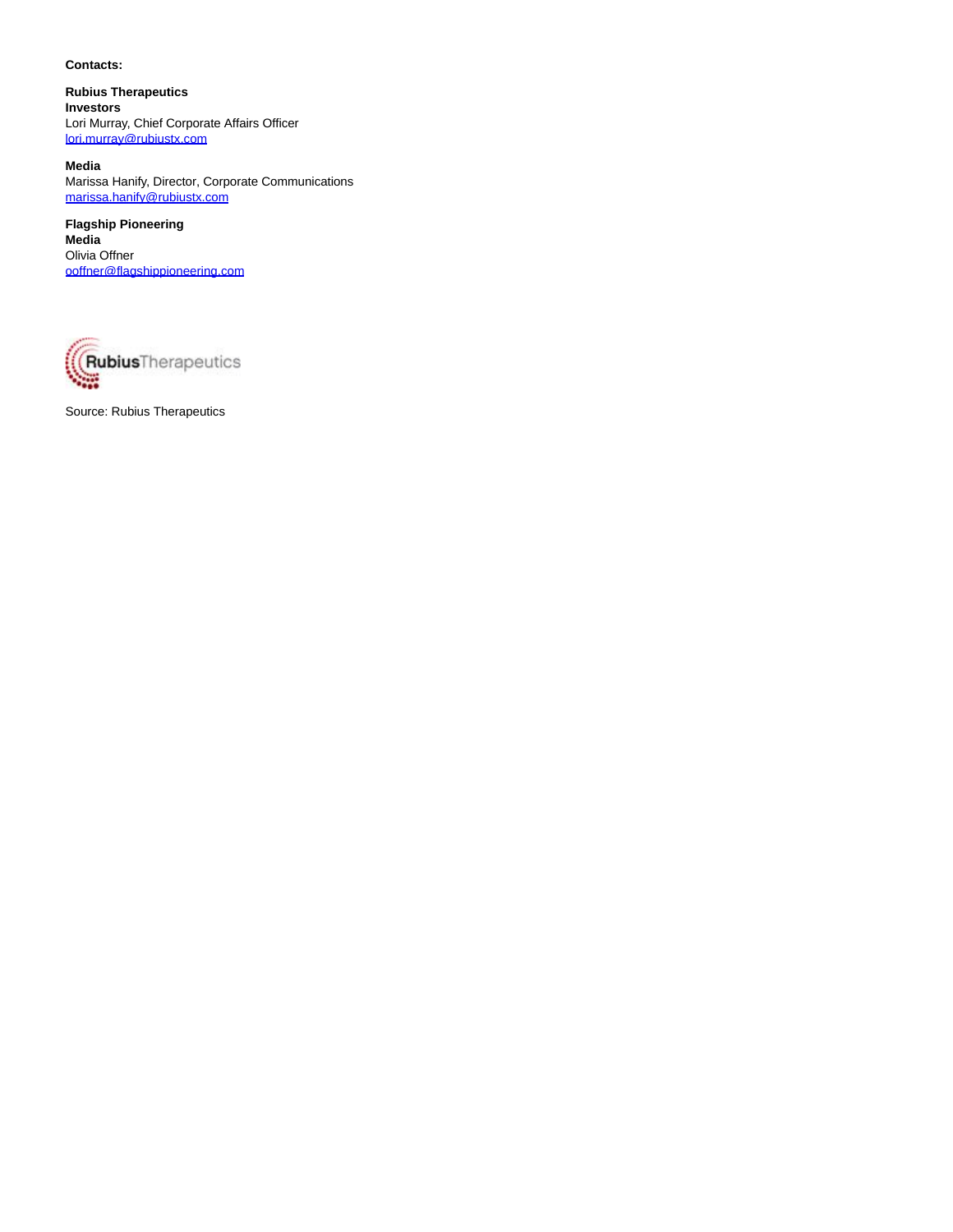**Contacts:**

**Rubius Therapeutics**
**Investors**
Lori Murray, Chief Corporate Affairs Officer
lori.murray@rubiustx.com

**Media**
Marissa Hanify, Director, Corporate Communications
marissa.hanify@rubiustx.com

**Flagship Pioneering**
**Media**
Olivia Offner
ooffner@flagshippioneering.com

Source: Rubius Therapeutics